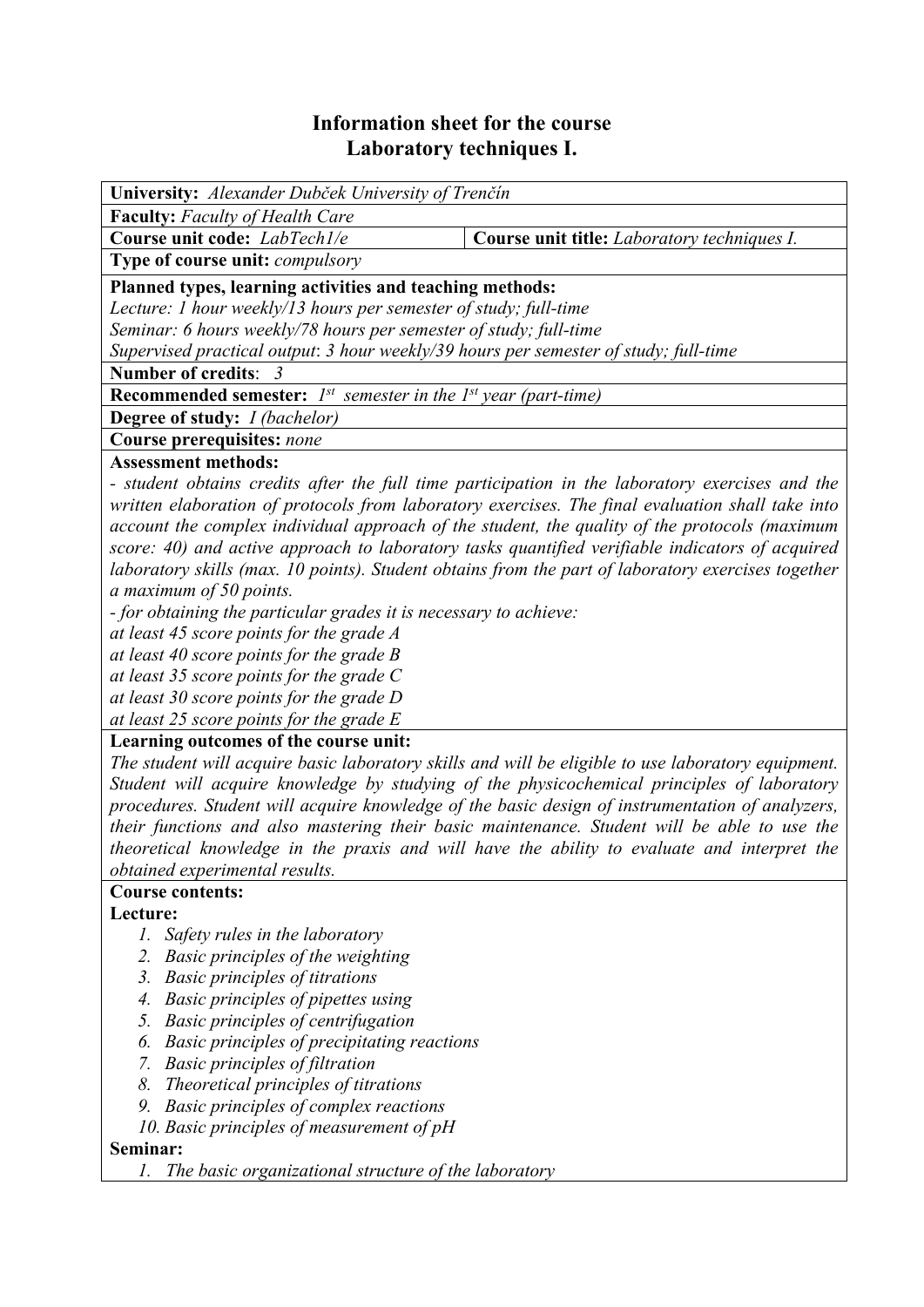# Information sheet for the course
# Laboratory techniques I.

**University:** *Alexander Dubček University of Trenčín*

**Faculty:** *Faculty of Health Care*

| **Course unit code:** *LabTech1/e* | **Course unit title:** *Laboratory techniques I.* |
|---|---|

**Type of course unit:** *compulsory*

**Planned types, learning activities and teaching methods:**
*Lecture: 1 hour weekly/13 hours per semester of study; full-time*
*Seminar: 6 hours weekly/78 hours per semester of study; full-time*
*Supervised practical output: 3 hour weekly/39 hours per semester of study; full-time*

**Number of credits:** *3*

**Recommended semester:** *1st semester in the 1st year (part-time)*

**Degree of study:** *I (bachelor)*

**Course prerequisites:** *none*

**Assessment methods:**
*- student obtains credits after the full time participation in the laboratory exercises and the written elaboration of protocols from laboratory exercises. The final evaluation shall take into account the complex individual approach of the student, the quality of the protocols (maximum score: 40) and active approach to laboratory tasks quantified verifiable indicators of acquired laboratory skills (max. 10 points). Student obtains from the part of laboratory exercises together a maximum of 50 points.*
*- for obtaining the particular grades it is necessary to achieve:*
*at least 45 score points for the grade A*
*at least 40 score points for the grade B*
*at least 35 score points for the grade C*
*at least 30 score points for the grade D*
*at least 25 score points for the grade E*

**Learning outcomes of the course unit:**
*The student will acquire basic laboratory skills and will be eligible to use laboratory equipment. Student will acquire knowledge by studying of the physicochemical principles of laboratory procedures. Student will acquire knowledge of the basic design of instrumentation of analyzers, their functions and also mastering their basic maintenance. Student will be able to use the theoretical knowledge in the praxis and will have the ability to evaluate and interpret the obtained experimental results.*

**Course contents:**

**Lecture:**
1. *Safety rules in the laboratory*
2. *Basic principles of the weighting*
3. *Basic principles of titrations*
4. *Basic principles of pipettes using*
5. *Basic principles of centrifugation*
6. *Basic principles of precipitating reactions*
7. *Basic principles of filtration*
8. *Theoretical principles of titrations*
9. *Basic principles of complex reactions*
10. *Basic principles of measurement of pH*

**Seminar:**
1. *The basic organizational structure of the laboratory*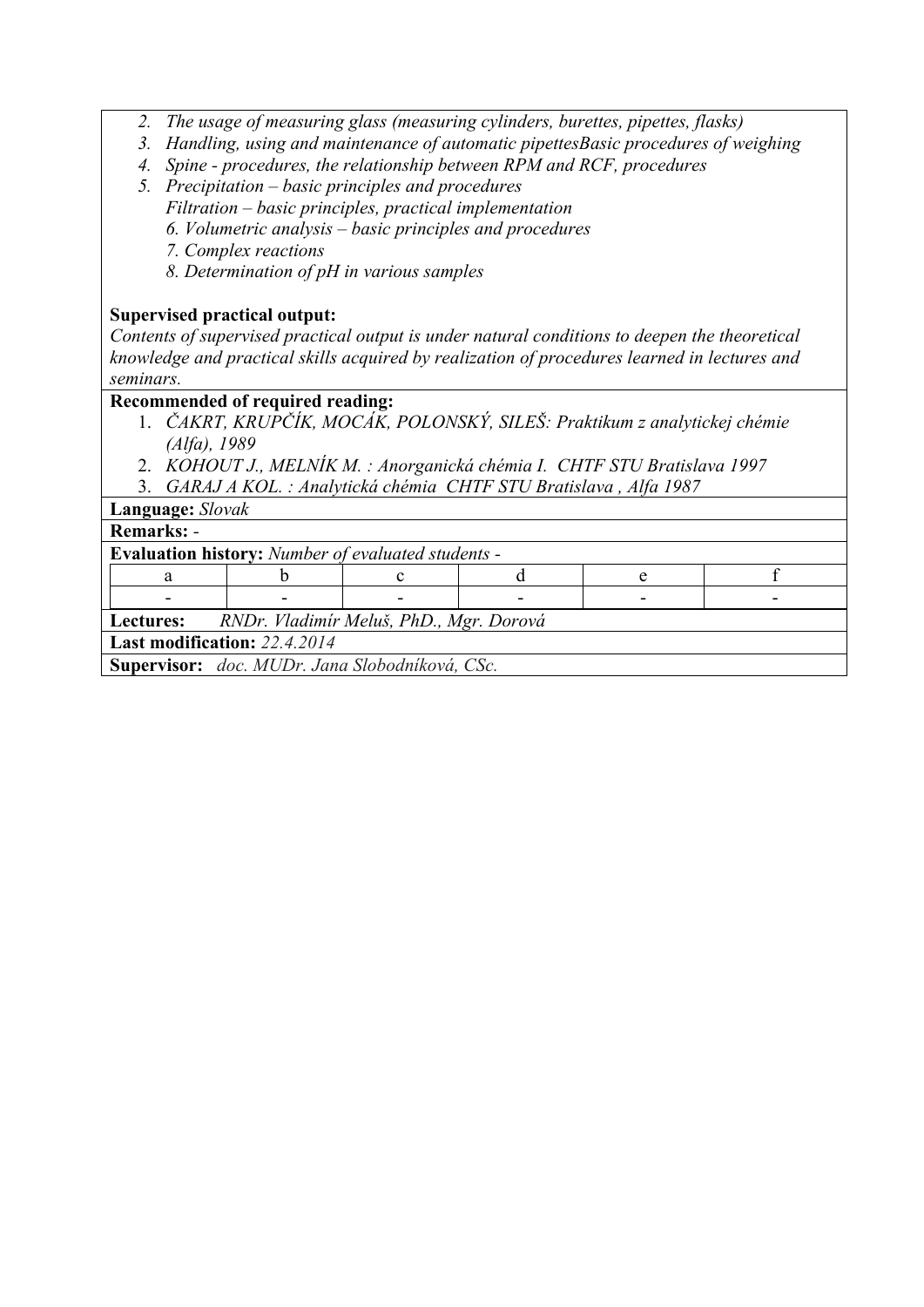2. *The usage of measuring glass (measuring cylinders, burettes, pipettes, flasks)*
3. *Handling, using and maintenance of automatic pipettesBasic procedures of weighing*
4. *Spine - procedures, the relationship between RPM and RCF, procedures*
5. *Precipitation – basic principles and procedures*
   *Filtration – basic principles, practical implementation*
   *6. Volumetric analysis – basic principles and procedures*
   *7. Complex reactions*
   *8. Determination of pH in various samples*

**Supervised practical output:**
*Contents of supervised practical output is under natural conditions to deepen the theoretical knowledge and practical skills acquired by realization of procedures learned in lectures and seminars.*

**Recommended of required reading:**
1. *ČAKRT, KRUPČÍK, MOCÁK, POLONSKÝ, SILEŠ: Praktikum z analytickej chémie (Alfa), 1989*
2. *KOHOUT J., MELNÍK M. : Anorganická chémia I. CHTF STU Bratislava 1997*
3. *GARAJ A KOL. : Analytická chémia CHTF STU Bratislava , Alfa 1987*

**Language:** *Slovak*

**Remarks:** -

**Evaluation history:** *Number of evaluated students -*

| a | b | c | d | e | f |
|---|---|---|---|---|---|
| - | - | - | - | - | - |

**Lectures:** *RNDr. Vladimír Meluš, PhD., Mgr. Dorová*

**Last modification:** *22.4.2014*

**Supervisor:** *doc. MUDr. Jana Slobodníková, CSc.*